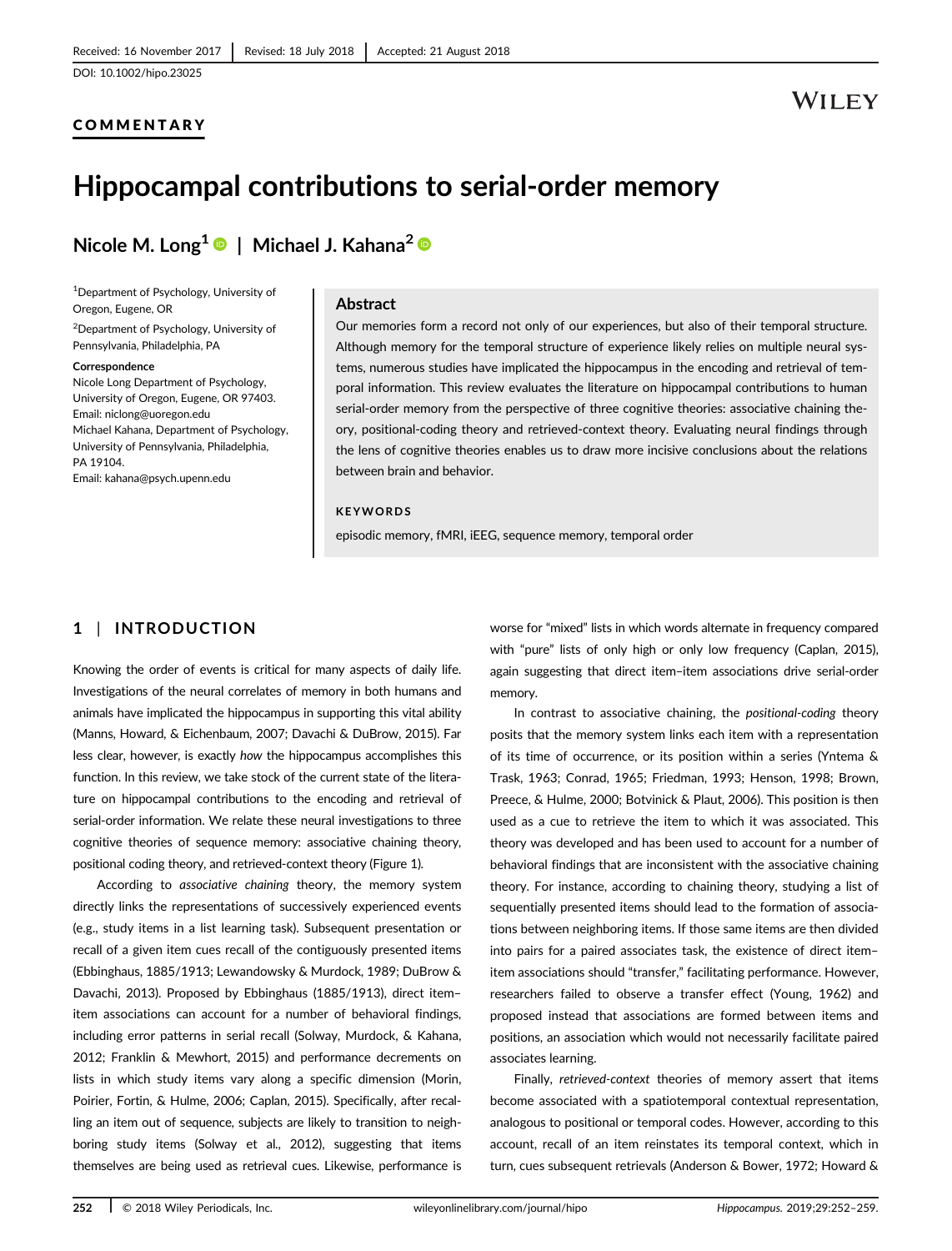COMMENTARY

# Hippocampal contributions to serial-order memory

**Nicole M. Long**[1] | **Michael J. Kahana**[2]

[1]Department of Psychology, University of Oregon, Eugene, OR

[2]Department of Psychology, University of Pennsylvania, Philadelphia, PA

**Correspondence**
Nicole Long Department of Psychology, University of Oregon, Eugene, OR 97403.
Email: niclong@uoregon.edu
Michael Kahana, Department of Psychology, University of Pennsylvania, Philadelphia, PA 19104.
Email: kahana@psych.upenn.edu

## Abstract

Our memories form a record not only of our experiences, but also of their temporal structure. Although memory for the temporal structure of experience likely relies on multiple neural systems, numerous studies have implicated the hippocampus in the encoding and retrieval of temporal information. This review evaluates the literature on hippocampal contributions to human serial-order memory from the perspective of three cognitive theories: associative chaining theory, positional-coding theory and retrieved-context theory. Evaluating neural findings through the lens of cognitive theories enables us to draw more incisive conclusions about the relations between brain and behavior.

**KEYWORDS**

episodic memory, fMRI, iEEG, sequence memory, temporal order

## 1 | INTRODUCTION

Knowing the order of events is critical for many aspects of daily life. Investigations of the neural correlates of memory in both humans and animals have implicated the hippocampus in supporting this vital ability (Manns, Howard, & Eichenbaum, 2007; Davachi & DuBrow, 2015). Far less clear, however, is exactly *how* the hippocampus accomplishes this function. In this review, we take stock of the current state of the literature on hippocampal contributions to the encoding and retrieval of serial-order information. We relate these neural investigations to three cognitive theories of sequence memory: associative chaining theory, positional coding theory, and retrieved-context theory (Figure 1).

According to *associative chaining* theory, the memory system directly links the representations of successively experienced events (e.g., study items in a list learning task). Subsequent presentation or recall of a given item cues recall of the contiguously presented items (Ebbinghaus, 1885/1913; Lewandowsky & Murdock, 1989; DuBrow & Davachi, 2013). Proposed by Ebbinghaus (1885/1913), direct item–item associations can account for a number of behavioral findings, including error patterns in serial recall (Solway, Murdock, & Kahana, 2012; Franklin & Mewhort, 2015) and performance decrements on lists in which study items vary along a specific dimension (Morin, Poirier, Fortin, & Hulme, 2006; Caplan, 2015). Specifically, after recalling an item out of sequence, subjects are likely to transition to neighboring study items (Solway et al., 2012), suggesting that items themselves are being used as retrieval cues. Likewise, performance is worse for "mixed" lists in which words alternate in frequency compared with "pure" lists of only high or only low frequency (Caplan, 2015), again suggesting that direct item–item associations drive serial-order memory.

In contrast to associative chaining, the *positional-coding* theory posits that the memory system links each item with a representation of its time of occurrence, or its position within a series (Yntema & Trask, 1963; Conrad, 1965; Friedman, 1993; Henson, 1998; Brown, Preece, & Hulme, 2000; Botvinick & Plaut, 2006). This position is then used as a cue to retrieve the item to which it was associated. This theory was developed and has been used to account for a number of behavioral findings that are inconsistent with the associative chaining theory. For instance, according to chaining theory, studying a list of sequentially presented items should lead to the formation of associations between neighboring items. If those same items are then divided into pairs for a paired associates task, the existence of direct item–item associations should "transfer," facilitating performance. However, researchers failed to observe a transfer effect (Young, 1962) and proposed instead that associations are formed between items and positions, an association which would not necessarily facilitate paired associates learning.

Finally, *retrieved-context* theories of memory assert that items become associated with a spatiotemporal contextual representation, analogous to positional or temporal codes. However, according to this account, recall of an item reinstates its temporal context, which in turn, cues subsequent retrievals (Anderson & Bower, 1972; Howard &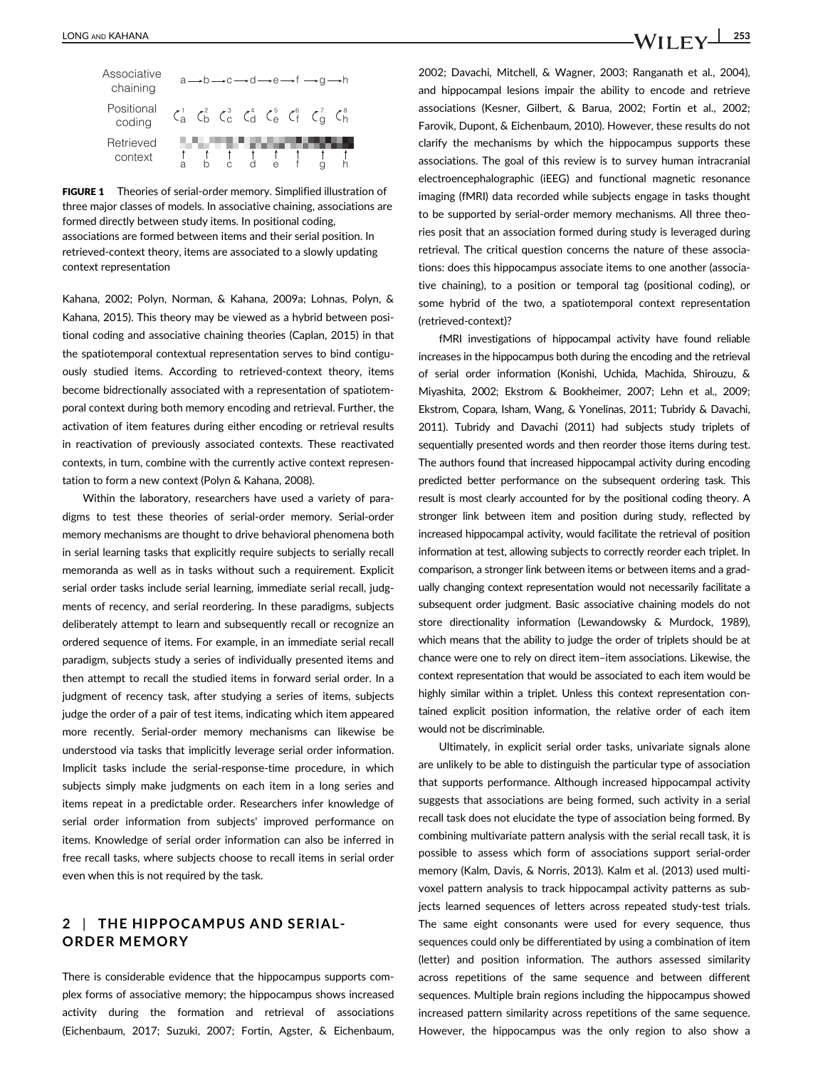Associative chaining a → b → c → d → e → f → g → h

Positional coding $\zeta^1_a$ $\zeta^2_b$ $\zeta^3_c$ $\zeta^4_d$ $\zeta^5_e$ $\zeta^6_f$ $\zeta^7_g$ $\zeta^8_h$

Retrieved context a b c d e f g h

**FIGURE 1** Theories of serial-order memory. Simplified illustration of three major classes of models. In associative chaining, associations are formed directly between study items. In positional coding, associations are formed between items and their serial position. In retrieved-context theory, items are associated to a slowly updating context representation

Kahana, 2002; Polyn, Norman, & Kahana, 2009a; Lohnas, Polyn, & Kahana, 2015). This theory may be viewed as a hybrid between positional coding and associative chaining theories (Caplan, 2015) in that the spatiotemporal contextual representation serves to bind contiguously studied items. According to retrieved-context theory, items become bidirectionally associated with a representation of spatiotemporal context during both memory encoding and retrieval. Further, the activation of item features during either encoding or retrieval results in reactivation of previously associated contexts. These reactivated contexts, in turn, combine with the currently active context representation to form a new context (Polyn & Kahana, 2008).

Within the laboratory, researchers have used a variety of paradigms to test these theories of serial-order memory. Serial-order memory mechanisms are thought to drive behavioral phenomena both in serial learning tasks that explicitly require subjects to serially recall memoranda as well as in tasks without such a requirement. Explicit serial order tasks include serial learning, immediate serial recall, judgments of recency, and serial reordering. In these paradigms, subjects deliberately attempt to learn and subsequently recall or recognize an ordered sequence of items. For example, in an immediate serial recall paradigm, subjects study a series of individually presented items and then attempt to recall the studied items in forward serial order. In a judgment of recency task, after studying a series of items, subjects judge the order of a pair of test items, indicating which item appeared more recently. Serial-order memory mechanisms can likewise be understood via tasks that implicitly leverage serial order information. Implicit tasks include the serial-response-time procedure, in which subjects simply make judgments on each item in a long series and items repeat in a predictable order. Researchers infer knowledge of serial order information from subjects' improved performance on items. Knowledge of serial order information can also be inferred in free recall tasks, where subjects choose to recall items in serial order even when this is not required by the task.

## 2 | THE HIPPOCAMPUS AND SERIAL-ORDER MEMORY

There is considerable evidence that the hippocampus supports complex forms of associative memory; the hippocampus shows increased activity during the formation and retrieval of associations (Eichenbaum, 2017; Suzuki, 2007; Fortin, Agster, & Eichenbaum, 2002; Davachi, Mitchell, & Wagner, 2003; Ranganath et al., 2004), and hippocampal lesions impair the ability to encode and retrieve associations (Kesner, Gilbert, & Barua, 2002; Fortin et al., 2002; Farovik, Dupont, & Eichenbaum, 2010). However, these results do not clarify the mechanisms by which the hippocampus supports these associations. The goal of this review is to survey human intracranial electroencephalographic (iEEG) and functional magnetic resonance imaging (fMRI) data recorded while subjects engage in tasks thought to be supported by serial-order memory mechanisms. All three theories posit that an association formed during study is leveraged during retrieval. The critical question concerns the nature of these associations: does this hippocampus associate items to one another (associative chaining), to a position or temporal tag (positional coding), or some hybrid of the two, a spatiotemporal context representation (retrieved-context)?

fMRI investigations of hippocampal activity have found reliable increases in the hippocampus both during the encoding and the retrieval of serial order information (Konishi, Uchida, Machida, Shirouzu, & Miyashita, 2002; Ekstrom & Bookheimer, 2007; Lehn et al., 2009; Ekstrom, Copara, Isham, Wang, & Yonelinas, 2011; Tubridy & Davachi, 2011). Tubridy and Davachi (2011) had subjects study triplets of sequentially presented words and then reorder those items during test. The authors found that increased hippocampal activity during encoding predicted better performance on the subsequent ordering task. This result is most clearly accounted for by the positional coding theory. A stronger link between item and position during study, reflected by increased hippocampal activity, would facilitate the retrieval of position information at test, allowing subjects to correctly reorder each triplet. In comparison, a stronger link between items or between items and a gradually changing context representation would not necessarily facilitate a subsequent order judgment. Basic associative chaining models do not store directionality information (Lewandowsky & Murdock, 1989), which means that the ability to judge the order of triplets should be at chance were one to rely on direct item–item associations. Likewise, the context representation that would be associated to each item would be highly similar within a triplet. Unless this context representation contained explicit position information, the relative order of each item would not be discriminable.

Ultimately, in explicit serial order tasks, univariate signals alone are unlikely to be able to distinguish the particular type of association that supports performance. Although increased hippocampal activity suggests that associations are being formed, such activity in a serial recall task does not elucidate the type of association being formed. By combining multivariate pattern analysis with the serial recall task, it is possible to assess which form of associations support serial-order memory (Kalm, Davis, & Norris, 2013). Kalm et al. (2013) used multivoxel pattern analysis to track hippocampal activity patterns as subjects learned sequences of letters across repeated study-test trials. The same eight consonants were used for every sequence, thus sequences could only be differentiated by using a combination of item (letter) and position information. The authors assessed similarity across repetitions of the same sequence and between different sequences. Multiple brain regions including the hippocampus showed increased pattern similarity across repetitions of the same sequence. However, the hippocampus was the only region to also show a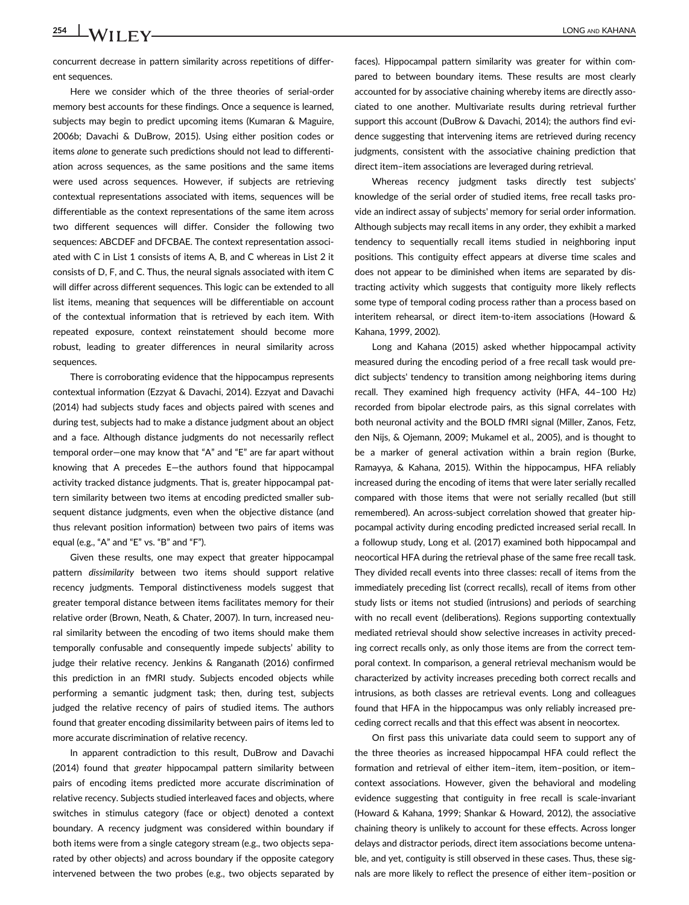concurrent decrease in pattern similarity across repetitions of different sequences.

Here we consider which of the three theories of serial-order memory best accounts for these findings. Once a sequence is learned, subjects may begin to predict upcoming items (Kumaran & Maguire, 2006b; Davachi & DuBrow, 2015). Using either position codes or items *alone* to generate such predictions should not lead to differentiation across sequences, as the same positions and the same items were used across sequences. However, if subjects are retrieving contextual representations associated with items, sequences will be differentiable as the context representations of the same item across two different sequences will differ. Consider the following two sequences: ABCDEF and DFCBAE. The context representation associated with C in List 1 consists of items A, B, and C whereas in List 2 it consists of D, F, and C. Thus, the neural signals associated with item C will differ across different sequences. This logic can be extended to all list items, meaning that sequences will be differentiable on account of the contextual information that is retrieved by each item. With repeated exposure, context reinstatement should become more robust, leading to greater differences in neural similarity across sequences.

There is corroborating evidence that the hippocampus represents contextual information (Ezzyat & Davachi, 2014). Ezzyat and Davachi (2014) had subjects study faces and objects paired with scenes and during test, subjects had to make a distance judgment about an object and a face. Although distance judgments do not necessarily reflect temporal order—one may know that "A" and "E" are far apart without knowing that A precedes E—the authors found that hippocampal activity tracked distance judgments. That is, greater hippocampal pattern similarity between two items at encoding predicted smaller subsequent distance judgments, even when the objective distance (and thus relevant position information) between two pairs of items was equal (e.g., "A" and "E" vs. "B" and "F").

Given these results, one may expect that greater hippocampal pattern *dissimilarity* between two items should support relative recency judgments. Temporal distinctiveness models suggest that greater temporal distance between items facilitates memory for their relative order (Brown, Neath, & Chater, 2007). In turn, increased neural similarity between the encoding of two items should make them temporally confusable and consequently impede subjects' ability to judge their relative recency. Jenkins & Ranganath (2016) confirmed this prediction in an fMRI study. Subjects encoded objects while performing a semantic judgment task; then, during test, subjects judged the relative recency of pairs of studied items. The authors found that greater encoding dissimilarity between pairs of items led to more accurate discrimination of relative recency.

In apparent contradiction to this result, DuBrow and Davachi (2014) found that *greater* hippocampal pattern similarity between pairs of encoding items predicted more accurate discrimination of relative recency. Subjects studied interleaved faces and objects, where switches in stimulus category (face or object) denoted a context boundary. A recency judgment was considered within boundary if both items were from a single category stream (e.g., two objects separated by other objects) and across boundary if the opposite category intervened between the two probes (e.g., two objects separated by faces). Hippocampal pattern similarity was greater for within compared to between boundary items. These results are most clearly accounted for by associative chaining whereby items are directly associated to one another. Multivariate results during retrieval further support this account (DuBrow & Davachi, 2014); the authors find evidence suggesting that intervening items are retrieved during recency judgments, consistent with the associative chaining prediction that direct item–item associations are leveraged during retrieval.

Whereas recency judgment tasks directly test subjects' knowledge of the serial order of studied items, free recall tasks provide an indirect assay of subjects' memory for serial order information. Although subjects may recall items in any order, they exhibit a marked tendency to sequentially recall items studied in neighboring input positions. This contiguity effect appears at diverse time scales and does not appear to be diminished when items are separated by distracting activity which suggests that contiguity more likely reflects some type of temporal coding process rather than a process based on interitem rehearsal, or direct item-to-item associations (Howard & Kahana, 1999, 2002).

Long and Kahana (2015) asked whether hippocampal activity measured during the encoding period of a free recall task would predict subjects' tendency to transition among neighboring items during recall. They examined high frequency activity (HFA, 44–100 Hz) recorded from bipolar electrode pairs, as this signal correlates with both neuronal activity and the BOLD fMRI signal (Miller, Zanos, Fetz, den Nijs, & Ojemann, 2009; Mukamel et al., 2005), and is thought to be a marker of general activation within a brain region (Burke, Ramayya, & Kahana, 2015). Within the hippocampus, HFA reliably increased during the encoding of items that were later serially recalled compared with those items that were not serially recalled (but still remembered). An across-subject correlation showed that greater hippocampal activity during encoding predicted increased serial recall. In a followup study, Long et al. (2017) examined both hippocampal and neocortical HFA during the retrieval phase of the same free recall task. They divided recall events into three classes: recall of items from the immediately preceding list (correct recalls), recall of items from other study lists or items not studied (intrusions) and periods of searching with no recall event (deliberations). Regions supporting contextually mediated retrieval should show selective increases in activity preceding correct recalls only, as only those items are from the correct temporal context. In comparison, a general retrieval mechanism would be characterized by activity increases preceding both correct recalls and intrusions, as both classes are retrieval events. Long and colleagues found that HFA in the hippocampus was only reliably increased preceding correct recalls and that this effect was absent in neocortex.

On first pass this univariate data could seem to support any of the three theories as increased hippocampal HFA could reflect the formation and retrieval of either item–item, item–position, or item–context associations. However, given the behavioral and modeling evidence suggesting that contiguity in free recall is scale-invariant (Howard & Kahana, 1999; Shankar & Howard, 2012), the associative chaining theory is unlikely to account for these effects. Across longer delays and distractor periods, direct item associations become untenable, and yet, contiguity is still observed in these cases. Thus, these signals are more likely to reflect the presence of either item–position or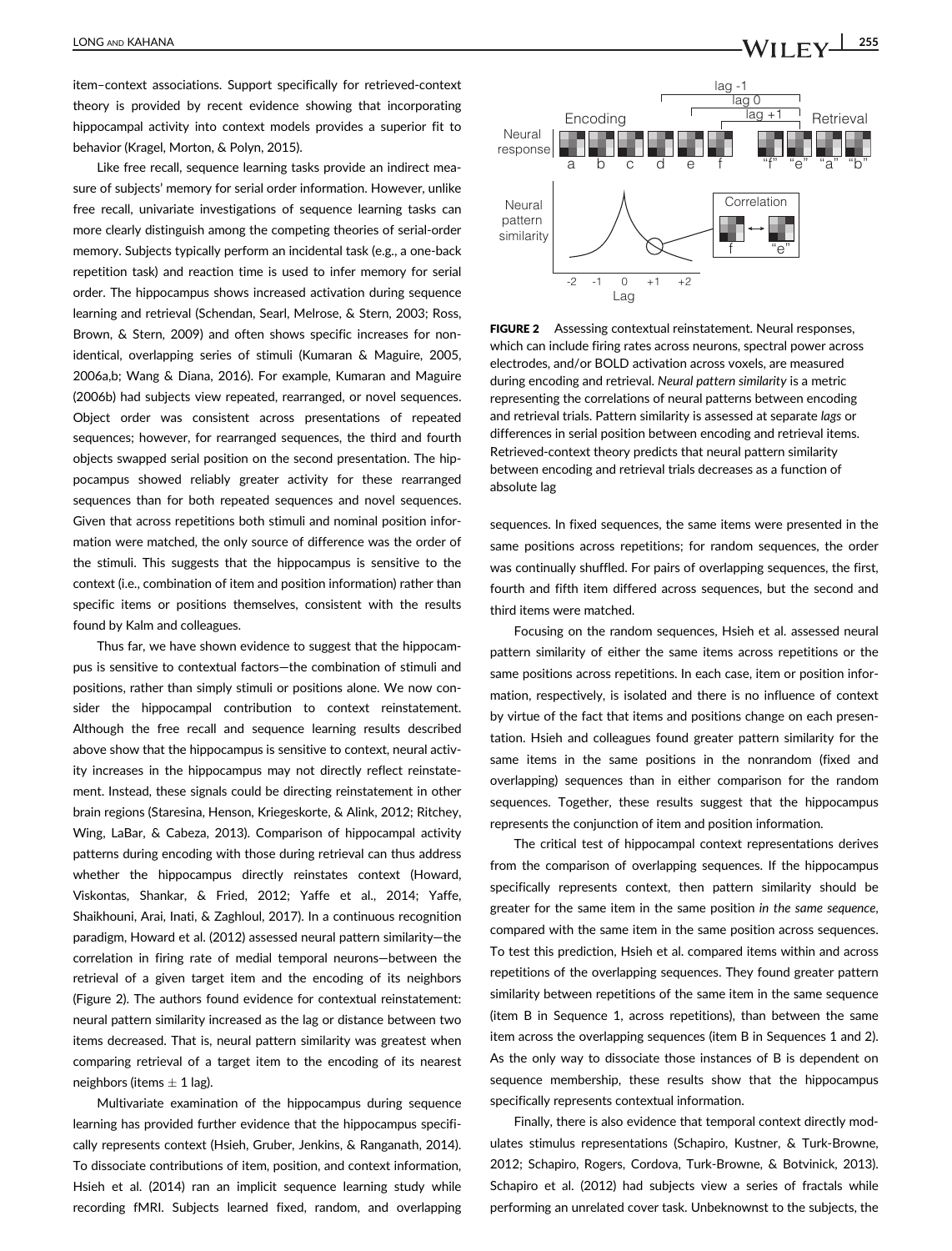item–context associations. Support specifically for retrieved-context theory is provided by recent evidence showing that incorporating hippocampal activity into context models provides a superior fit to behavior (Kragel, Morton, & Polyn, 2015).

Like free recall, sequence learning tasks provide an indirect measure of subjects' memory for serial order information. However, unlike free recall, univariate investigations of sequence learning tasks can more clearly distinguish among the competing theories of serial-order memory. Subjects typically perform an incidental task (e.g., a one-back repetition task) and reaction time is used to infer memory for serial order. The hippocampus shows increased activation during sequence learning and retrieval (Schendan, Searl, Melrose, & Stern, 2003; Ross, Brown, & Stern, 2009) and often shows specific increases for non-identical, overlapping series of stimuli (Kumaran & Maguire, 2005, 2006a,b; Wang & Diana, 2016). For example, Kumaran and Maguire (2006b) had subjects view repeated, rearranged, or novel sequences. Object order was consistent across presentations of repeated sequences; however, for rearranged sequences, the third and fourth objects swapped serial position on the second presentation. The hippocampus showed reliably greater activity for these rearranged sequences than for both repeated sequences and novel sequences. Given that across repetitions both stimuli and nominal position information were matched, the only source of difference was the order of the stimuli. This suggests that the hippocampus is sensitive to the context (i.e., combination of item and position information) rather than specific items or positions themselves, consistent with the results found by Kalm and colleagues.

Thus far, we have shown evidence to suggest that the hippocampus is sensitive to contextual factors—the combination of stimuli and positions, rather than simply stimuli or positions alone. We now consider the hippocampal contribution to context reinstatement. Although the free recall and sequence learning results described above show that the hippocampus is sensitive to context, neural activity increases in the hippocampus may not directly reflect reinstatement. Instead, these signals could be directing reinstatement in other brain regions (Staresina, Henson, Kriegeskorte, & Alink, 2012; Ritchey, Wing, LaBar, & Cabeza, 2013). Comparison of hippocampal activity patterns during encoding with those during retrieval can thus address whether the hippocampus directly reinstates context (Howard, Viskontas, Shankar, & Fried, 2012; Yaffe et al., 2014; Yaffe, Shaikhouni, Arai, Inati, & Zaghloul, 2017). In a continuous recognition paradigm, Howard et al. (2012) assessed neural pattern similarity—the correlation in firing rate of medial temporal neurons—between the retrieval of a given target item and the encoding of its neighbors (Figure 2). The authors found evidence for contextual reinstatement: neural pattern similarity increased as the lag or distance between two items decreased. That is, neural pattern similarity was greatest when comparing retrieval of a target item to the encoding of its nearest neighbors (items $\pm$ 1 lag).

Multivariate examination of the hippocampus during sequence learning has provided further evidence that the hippocampus specifically represents context (Hsieh, Gruber, Jenkins, & Ranganath, 2014). To dissociate contributions of item, position, and context information, Hsieh et al. (2014) ran an implicit sequence learning study while recording fMRI. Subjects learned fixed, random, and overlapping sequences. In fixed sequences, the same items were presented in the same positions across repetitions; for random sequences, the order was continually shuffled. For pairs of overlapping sequences, the first, fourth and fifth item differed across sequences, but the second and third items were matched.

**FIGURE 2** Assessing contextual reinstatement. Neural responses, which can include firing rates across neurons, spectral power across electrodes, and/or BOLD activation across voxels, are measured during encoding and retrieval. *Neural pattern similarity* is a metric representing the correlations of neural patterns between encoding and retrieval trials. Pattern similarity is assessed at separate *lags* or differences in serial position between encoding and retrieval items. Retrieved-context theory predicts that neural pattern similarity between encoding and retrieval trials decreases as a function of absolute lag

Focusing on the random sequences, Hsieh et al. assessed neural pattern similarity of either the same items across repetitions or the same positions across repetitions. In each case, item or position information, respectively, is isolated and there is no influence of context by virtue of the fact that items and positions change on each presentation. Hsieh and colleagues found greater pattern similarity for the same items in the same positions in the nonrandom (fixed and overlapping) sequences than in either comparison for the random sequences. Together, these results suggest that the hippocampus represents the conjunction of item and position information.

The critical test of hippocampal context representations derives from the comparison of overlapping sequences. If the hippocampus specifically represents context, then pattern similarity should be greater for the same item in the same position *in the same sequence*, compared with the same item in the same position across sequences. To test this prediction, Hsieh et al. compared items within and across repetitions of the overlapping sequences. They found greater pattern similarity between repetitions of the same item in the same sequence (item B in Sequence 1, across repetitions), than between the same item across the overlapping sequences (item B in Sequences 1 and 2). As the only way to dissociate those instances of B is dependent on sequence membership, these results show that the hippocampus specifically represents contextual information.

Finally, there is also evidence that temporal context directly modulates stimulus representations (Schapiro, Kustner, & Turk-Browne, 2012; Schapiro, Rogers, Cordova, Turk-Browne, & Botvinick, 2013). Schapiro et al. (2012) had subjects view a series of fractals while performing an unrelated cover task. Unbeknownst to the subjects, the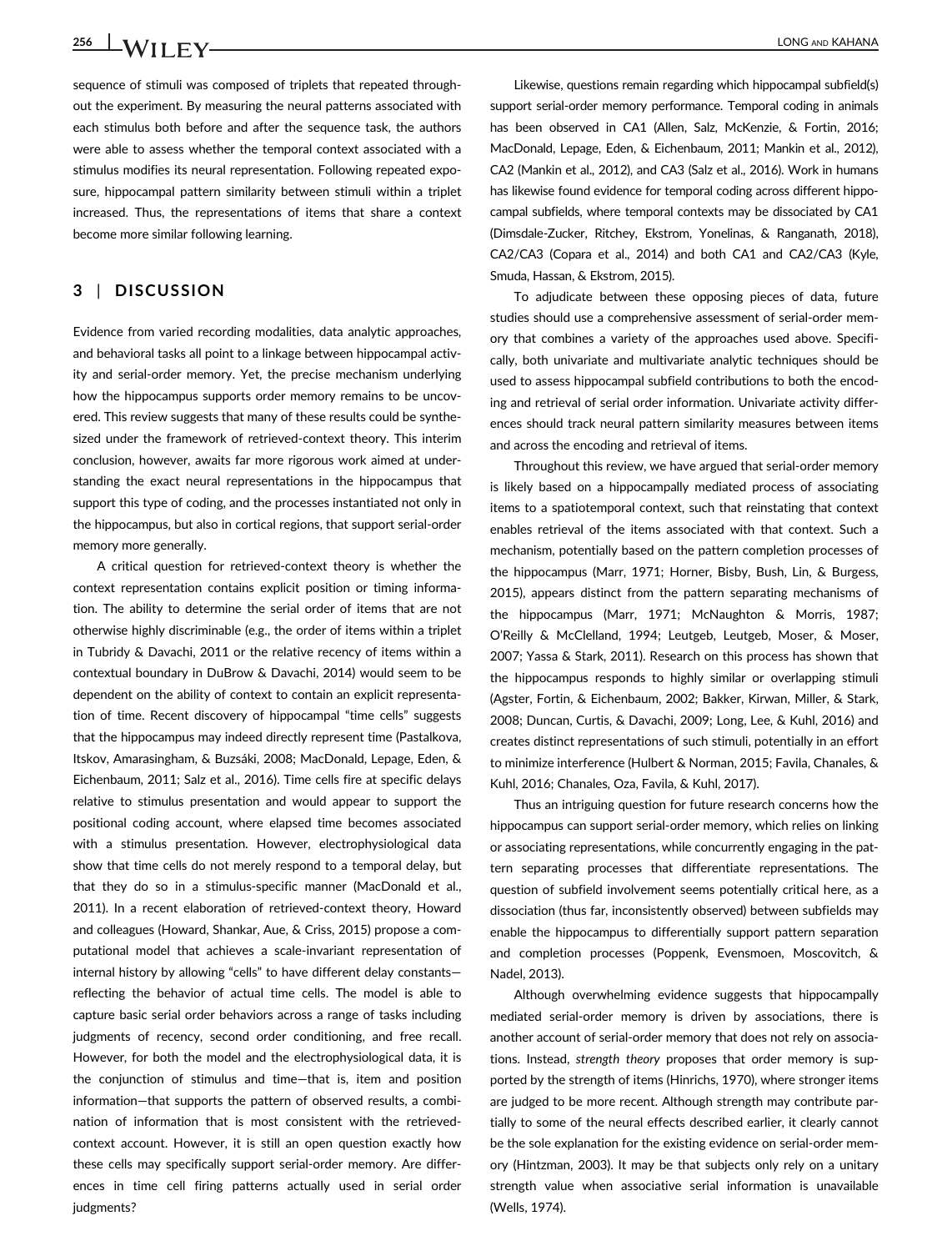sequence of stimuli was composed of triplets that repeated throughout the experiment. By measuring the neural patterns associated with each stimulus both before and after the sequence task, the authors were able to assess whether the temporal context associated with a stimulus modifies its neural representation. Following repeated exposure, hippocampal pattern similarity between stimuli within a triplet increased. Thus, the representations of items that share a context become more similar following learning.

## 3 | DISCUSSION

Evidence from varied recording modalities, data analytic approaches, and behavioral tasks all point to a linkage between hippocampal activity and serial-order memory. Yet, the precise mechanism underlying how the hippocampus supports order memory remains to be uncovered. This review suggests that many of these results could be synthesized under the framework of retrieved-context theory. This interim conclusion, however, awaits far more rigorous work aimed at understanding the exact neural representations in the hippocampus that support this type of coding, and the processes instantiated not only in the hippocampus, but also in cortical regions, that support serial-order memory more generally.

A critical question for retrieved-context theory is whether the context representation contains explicit position or timing information. The ability to determine the serial order of items that are not otherwise highly discriminable (e.g., the order of items within a triplet in Tubridy & Davachi, 2011 or the relative recency of items within a contextual boundary in DuBrow & Davachi, 2014) would seem to be dependent on the ability of context to contain an explicit representation of time. Recent discovery of hippocampal "time cells" suggests that the hippocampus may indeed directly represent time (Pastalkova, Itskov, Amarasingham, & Buzsáki, 2008; MacDonald, Lepage, Eden, & Eichenbaum, 2011; Salz et al., 2016). Time cells fire at specific delays relative to stimulus presentation and would appear to support the positional coding account, where elapsed time becomes associated with a stimulus presentation. However, electrophysiological data show that time cells do not merely respond to a temporal delay, but that they do so in a stimulus-specific manner (MacDonald et al., 2011). In a recent elaboration of retrieved-context theory, Howard and colleagues (Howard, Shankar, Aue, & Criss, 2015) propose a computational model that achieves a scale-invariant representation of internal history by allowing "cells" to have different delay constants—reflecting the behavior of actual time cells. The model is able to capture basic serial order behaviors across a range of tasks including judgments of recency, second order conditioning, and free recall. However, for both the model and the electrophysiological data, it is the conjunction of stimulus and time—that is, item and position information—that supports the pattern of observed results, a combination of information that is most consistent with the retrieved-context account. However, it is still an open question exactly how these cells may specifically support serial-order memory. Are differences in time cell firing patterns actually used in serial order judgments?

Likewise, questions remain regarding which hippocampal subfield(s) support serial-order memory performance. Temporal coding in animals has been observed in CA1 (Allen, Salz, McKenzie, & Fortin, 2016; MacDonald, Lepage, Eden, & Eichenbaum, 2011; Mankin et al., 2012), CA2 (Mankin et al., 2012), and CA3 (Salz et al., 2016). Work in humans has likewise found evidence for temporal coding across different hippocampal subfields, where temporal contexts may be dissociated by CA1 (Dimsdale-Zucker, Ritchey, Ekstrom, Yonelinas, & Ranganath, 2018), CA2/CA3 (Copara et al., 2014) and both CA1 and CA2/CA3 (Kyle, Smuda, Hassan, & Ekstrom, 2015).

To adjudicate between these opposing pieces of data, future studies should use a comprehensive assessment of serial-order memory that combines a variety of the approaches used above. Specifically, both univariate and multivariate analytic techniques should be used to assess hippocampal subfield contributions to both the encoding and retrieval of serial order information. Univariate activity differences should track neural pattern similarity measures between items and across the encoding and retrieval of items.

Throughout this review, we have argued that serial-order memory is likely based on a hippocampally mediated process of associating items to a spatiotemporal context, such that reinstating that context enables retrieval of the items associated with that context. Such a mechanism, potentially based on the pattern completion processes of the hippocampus (Marr, 1971; Horner, Bisby, Bush, Lin, & Burgess, 2015), appears distinct from the pattern separating mechanisms of the hippocampus (Marr, 1971; McNaughton & Morris, 1987; O'Reilly & McClelland, 1994; Leutgeb, Leutgeb, Moser, & Moser, 2007; Yassa & Stark, 2011). Research on this process has shown that the hippocampus responds to highly similar or overlapping stimuli (Agster, Fortin, & Eichenbaum, 2002; Bakker, Kirwan, Miller, & Stark, 2008; Duncan, Curtis, & Davachi, 2009; Long, Lee, & Kuhl, 2016) and creates distinct representations of such stimuli, potentially in an effort to minimize interference (Hulbert & Norman, 2015; Favila, Chanales, & Kuhl, 2016; Chanales, Oza, Favila, & Kuhl, 2017).

Thus an intriguing question for future research concerns how the hippocampus can support serial-order memory, which relies on linking or associating representations, while concurrently engaging in the pattern separating processes that differentiate representations. The question of subfield involvement seems potentially critical here, as a dissociation (thus far, inconsistently observed) between subfields may enable the hippocampus to differentially support pattern separation and completion processes (Poppenk, Evensmoen, Moscovitch, & Nadel, 2013).

Although overwhelming evidence suggests that hippocampally mediated serial-order memory is driven by associations, there is another account of serial-order memory that does not rely on associations. Instead, *strength theory* proposes that order memory is supported by the strength of items (Hinrichs, 1970), where stronger items are judged to be more recent. Although strength may contribute partially to some of the neural effects described earlier, it clearly cannot be the sole explanation for the existing evidence on serial-order memory (Hintzman, 2003). It may be that subjects only rely on a unitary strength value when associative serial information is unavailable (Wells, 1974).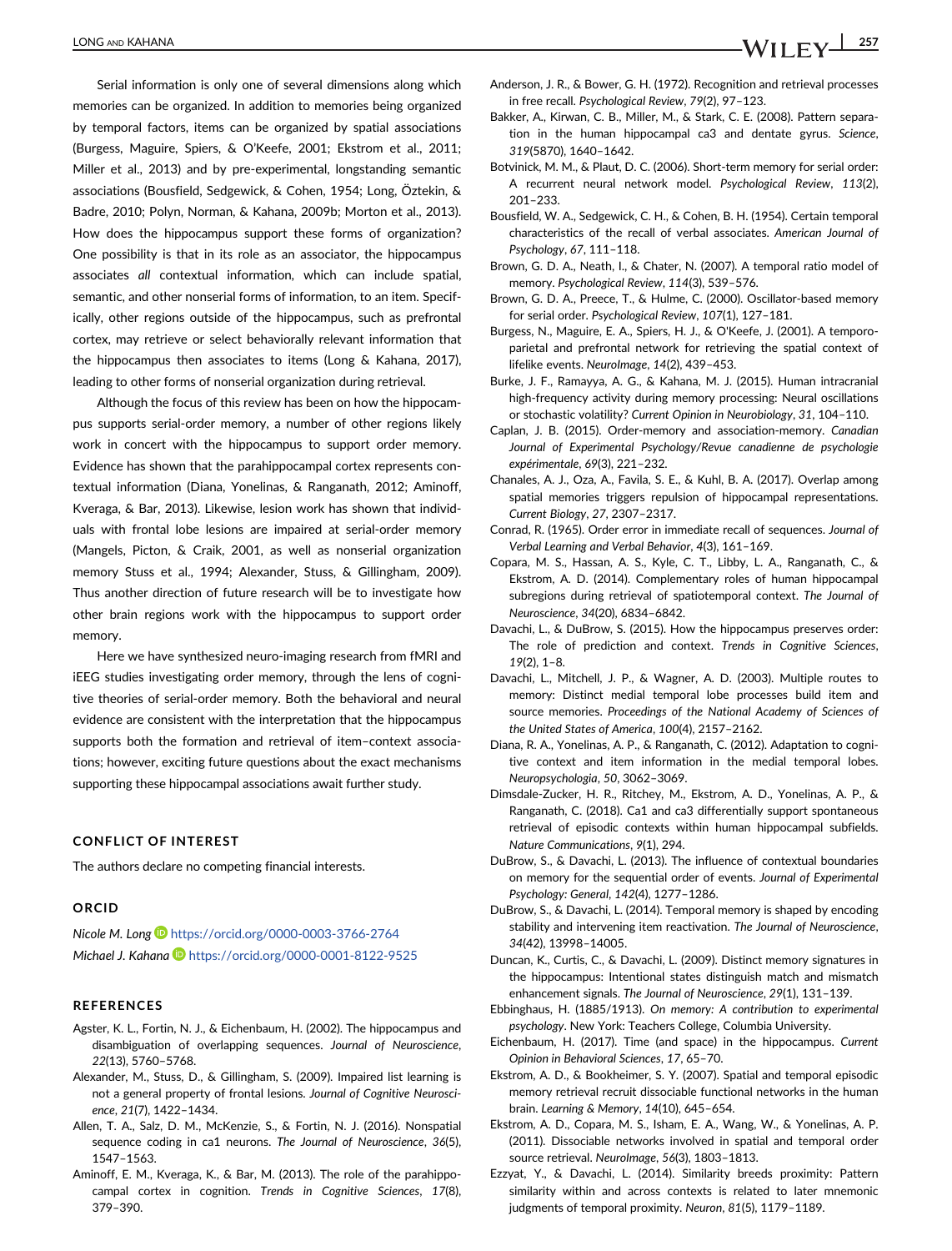Serial information is only one of several dimensions along which memories can be organized. In addition to memories being organized by temporal factors, items can be organized by spatial associations (Burgess, Maguire, Spiers, & O'Keefe, 2001; Ekstrom et al., 2011; Miller et al., 2013) and by pre-experimental, longstanding semantic associations (Bousfield, Sedgewick, & Cohen, 1954; Long, Öztekin, & Badre, 2010; Polyn, Norman, & Kahana, 2009b; Morton et al., 2013). How does the hippocampus support these forms of organization? One possibility is that in its role as an associator, the hippocampus associates *all* contextual information, which can include spatial, semantic, and other nonserial forms of information, to an item. Specifically, other regions outside of the hippocampus, such as prefrontal cortex, may retrieve or select behaviorally relevant information that the hippocampus then associates to items (Long & Kahana, 2017), leading to other forms of nonserial organization during retrieval.

Although the focus of this review has been on how the hippocampus supports serial-order memory, a number of other regions likely work in concert with the hippocampus to support order memory. Evidence has shown that the parahippocampal cortex represents contextual information (Diana, Yonelinas, & Ranganath, 2012; Aminoff, Kveraga, & Bar, 2013). Likewise, lesion work has shown that individuals with frontal lobe lesions are impaired at serial-order memory (Mangels, Picton, & Craik, 2001, as well as nonserial organization memory Stuss et al., 1994; Alexander, Stuss, & Gillingham, 2009). Thus another direction of future research will be to investigate how other brain regions work with the hippocampus to support order memory.

Here we have synthesized neuro-imaging research from fMRI and iEEG studies investigating order memory, through the lens of cognitive theories of serial-order memory. Both the behavioral and neural evidence are consistent with the interpretation that the hippocampus supports both the formation and retrieval of item–context associations; however, exciting future questions about the exact mechanisms supporting these hippocampal associations await further study.

## CONFLICT OF INTEREST

The authors declare no competing financial interests.

## ORCID

*Nicole M. Long* https://orcid.org/0000-0003-3766-2764
*Michael J. Kahana* https://orcid.org/0000-0001-8122-9525

## REFERENCES

Agster, K. L., Fortin, N. J., & Eichenbaum, H. (2002). The hippocampus and disambiguation of overlapping sequences. *Journal of Neuroscience*, *22*(13), 5760–5768.

Alexander, M., Stuss, D., & Gillingham, S. (2009). Impaired list learning is not a general property of frontal lesions. *Journal of Cognitive Neuroscience*, *21*(7), 1422–1434.

Allen, T. A., Salz, D. M., McKenzie, S., & Fortin, N. J. (2016). Nonspatial sequence coding in ca1 neurons. *The Journal of Neuroscience*, *36*(5), 1547–1563.

Aminoff, E. M., Kveraga, K., & Bar, M. (2013). The role of the parahippocampal cortex in cognition. *Trends in Cognitive Sciences*, *17*(8), 379–390.

Anderson, J. R., & Bower, G. H. (1972). Recognition and retrieval processes in free recall. *Psychological Review*, *79*(2), 97–123.

Bakker, A., Kirwan, C. B., Miller, M., & Stark, C. E. (2008). Pattern separation in the human hippocampal ca3 and dentate gyrus. *Science*, *319*(5870), 1640–1642.

Botvinick, M. M., & Plaut, D. C. (2006). Short-term memory for serial order: A recurrent neural network model. *Psychological Review*, *113*(2), 201–233.

Bousfield, W. A., Sedgewick, C. H., & Cohen, B. H. (1954). Certain temporal characteristics of the recall of verbal associates. *American Journal of Psychology*, *67*, 111–118.

Brown, G. D. A., Neath, I., & Chater, N. (2007). A temporal ratio model of memory. *Psychological Review*, *114*(3), 539–576.

Brown, G. D. A., Preece, T., & Hulme, C. (2000). Oscillator-based memory for serial order. *Psychological Review*, *107*(1), 127–181.

Burgess, N., Maguire, E. A., Spiers, H. J., & O'Keefe, J. (2001). A temporoparietal and prefrontal network for retrieving the spatial context of lifelike events. *NeuroImage*, *14*(2), 439–453.

Burke, J. F., Ramayya, A. G., & Kahana, M. J. (2015). Human intracranial high-frequency activity during memory processing: Neural oscillations or stochastic volatility? *Current Opinion in Neurobiology*, *31*, 104–110.

Caplan, J. B. (2015). Order-memory and association-memory. *Canadian Journal of Experimental Psychology/Revue canadienne de psychologie expérimentale*, *69*(3), 221–232.

Chanales, A. J., Oza, A., Favila, S. E., & Kuhl, B. A. (2017). Overlap among spatial memories triggers repulsion of hippocampal representations. *Current Biology*, *27*, 2307–2317.

Conrad, R. (1965). Order error in immediate recall of sequences. *Journal of Verbal Learning and Verbal Behavior*, *4*(3), 161–169.

Copara, M. S., Hassan, A. S., Kyle, C. T., Libby, L. A., Ranganath, C., & Ekstrom, A. D. (2014). Complementary roles of human hippocampal subregions during retrieval of spatiotemporal context. *The Journal of Neuroscience*, *34*(20), 6834–6842.

Davachi, L., & DuBrow, S. (2015). How the hippocampus preserves order: The role of prediction and context. *Trends in Cognitive Sciences*, *19*(2), 1–8.

Davachi, L., Mitchell, J. P., & Wagner, A. D. (2003). Multiple routes to memory: Distinct medial temporal lobe processes build item and source memories. *Proceedings of the National Academy of Sciences of the United States of America*, *100*(4), 2157–2162.

Diana, R. A., Yonelinas, A. P., & Ranganath, C. (2012). Adaptation to cognitive context and item information in the medial temporal lobes. *Neuropsychologia*, *50*, 3062–3069.

Dimsdale-Zucker, H. R., Ritchey, M., Ekstrom, A. D., Yonelinas, A. P., & Ranganath, C. (2018). Ca1 and ca3 differentially support spontaneous retrieval of episodic contexts within human hippocampal subfields. *Nature Communications*, *9*(1), 294.

DuBrow, S., & Davachi, L. (2013). The influence of contextual boundaries on memory for the sequential order of events. *Journal of Experimental Psychology: General*, *142*(4), 1277–1286.

DuBrow, S., & Davachi, L. (2014). Temporal memory is shaped by encoding stability and intervening item reactivation. *The Journal of Neuroscience*, *34*(42), 13998–14005.

Duncan, K., Curtis, C., & Davachi, L. (2009). Distinct memory signatures in the hippocampus: Intentional states distinguish match and mismatch enhancement signals. *The Journal of Neuroscience*, *29*(1), 131–139.

Ebbinghaus, H. (1885/1913). *On memory: A contribution to experimental psychology*. New York: Teachers College, Columbia University.

Eichenbaum, H. (2017). Time (and space) in the hippocampus. *Current Opinion in Behavioral Sciences*, *17*, 65–70.

Ekstrom, A. D., & Bookheimer, S. Y. (2007). Spatial and temporal episodic memory retrieval recruit dissociable functional networks in the human brain. *Learning & Memory*, *14*(10), 645–654.

Ekstrom, A. D., Copara, M. S., Isham, E. A., Wang, W., & Yonelinas, A. P. (2011). Dissociable networks involved in spatial and temporal order source retrieval. *NeuroImage*, *56*(3), 1803–1813.

Ezzyat, Y., & Davachi, L. (2014). Similarity breeds proximity: Pattern similarity within and across contexts is related to later mnemonic judgments of temporal proximity. *Neuron*, *81*(5), 1179–1189.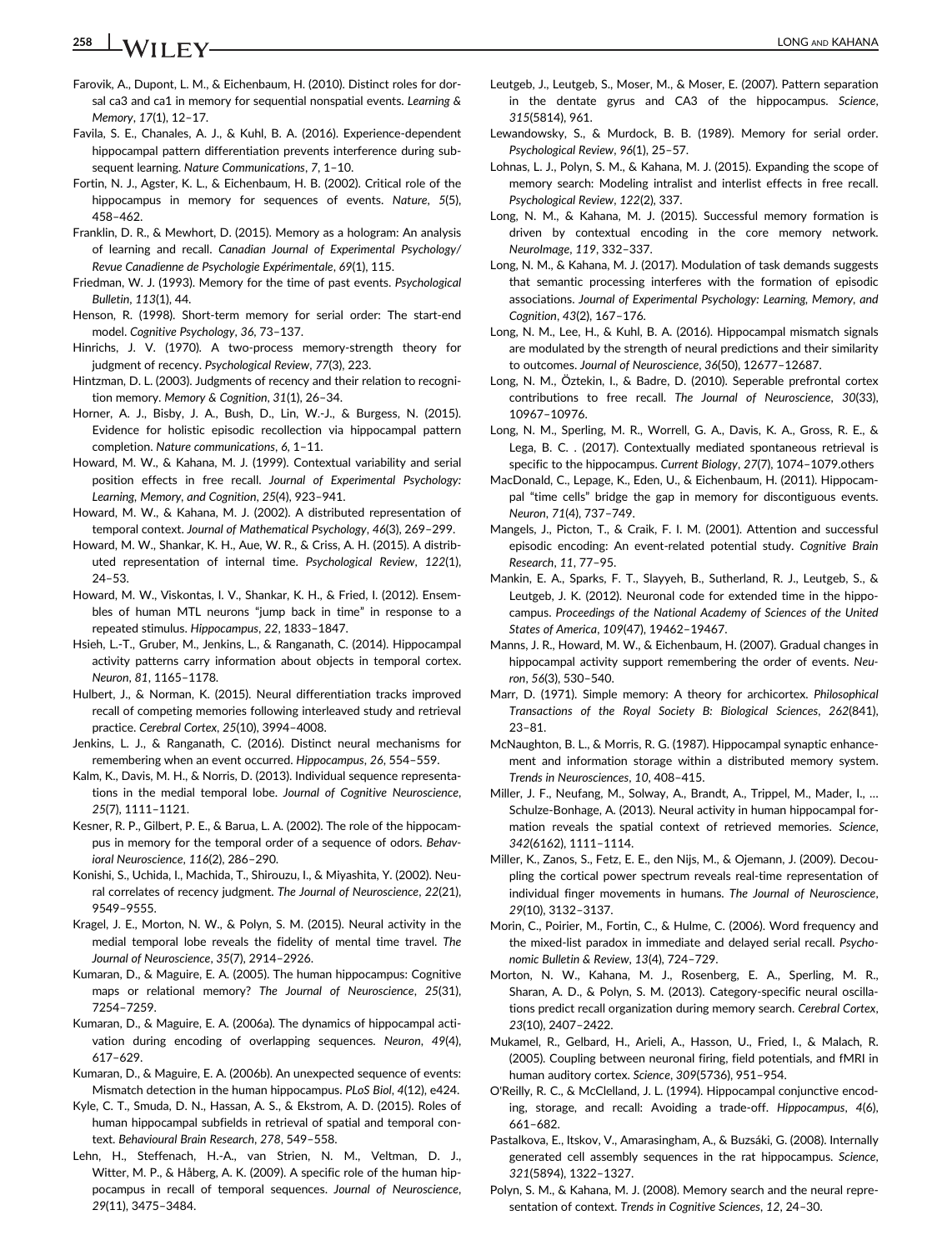Farovik, A., Dupont, L. M., & Eichenbaum, H. (2010). Distinct roles for dorsal ca3 and ca1 in memory for sequential nonspatial events. *Learning & Memory*, *17*(1), 12–17.

Favila, S. E., Chanales, A. J., & Kuhl, B. A. (2016). Experience-dependent hippocampal pattern differentiation prevents interference during subsequent learning. *Nature Communications*, *7*, 1–10.

Fortin, N. J., Agster, K. L., & Eichenbaum, H. B. (2002). Critical role of the hippocampus in memory for sequences of events. *Nature*, *5*(5), 458–462.

Franklin, D. R., & Mewhort, D. (2015). Memory as a hologram: An analysis of learning and recall. *Canadian Journal of Experimental Psychology/Revue Canadienne de Psychologie Expérimentale*, *69*(1), 115.

Friedman, W. J. (1993). Memory for the time of past events. *Psychological Bulletin*, *113*(1), 44.

Henson, R. (1998). Short-term memory for serial order: The start-end model. *Cognitive Psychology*, *36*, 73–137.

Hinrichs, J. V. (1970). A two-process memory-strength theory for judgment of recency. *Psychological Review*, *77*(3), 223.

Hintzman, D. L. (2003). Judgments of recency and their relation to recognition memory. *Memory & Cognition*, *31*(1), 26–34.

Horner, A. J., Bisby, J. A., Bush, D., Lin, W.-J., & Burgess, N. (2015). Evidence for holistic episodic recollection via hippocampal pattern completion. *Nature communications*, *6*, 1–11.

Howard, M. W., & Kahana, M. J. (1999). Contextual variability and serial position effects in free recall. *Journal of Experimental Psychology: Learning, Memory, and Cognition*, *25*(4), 923–941.

Howard, M. W., & Kahana, M. J. (2002). A distributed representation of temporal context. *Journal of Mathematical Psychology*, *46*(3), 269–299.

Howard, M. W., Shankar, K. H., Aue, W. R., & Criss, A. H. (2015). A distributed representation of internal time. *Psychological Review*, *122*(1), 24–53.

Howard, M. W., Viskontas, I. V., Shankar, K. H., & Fried, I. (2012). Ensembles of human MTL neurons "jump back in time" in response to a repeated stimulus. *Hippocampus*, *22*, 1833–1847.

Hsieh, L.-T., Gruber, M., Jenkins, L., & Ranganath, C. (2014). Hippocampal activity patterns carry information about objects in temporal cortex. *Neuron*, *81*, 1165–1178.

Hulbert, J., & Norman, K. (2015). Neural differentiation tracks improved recall of competing memories following interleaved study and retrieval practice. *Cerebral Cortex*, *25*(10), 3994–4008.

Jenkins, L. J., & Ranganath, C. (2016). Distinct neural mechanisms for remembering when an event occurred. *Hippocampus*, *26*, 554–559.

Kalm, K., Davis, M. H., & Norris, D. (2013). Individual sequence representations in the medial temporal lobe. *Journal of Cognitive Neuroscience*, *25*(7), 1111–1121.

Kesner, R. P., Gilbert, P. E., & Barua, L. A. (2002). The role of the hippocampus in memory for the temporal order of a sequence of odors. *Behavioral Neuroscience*, *116*(2), 286–290.

Konishi, S., Uchida, I., Machida, T., Shirouzu, I., & Miyashita, Y. (2002). Neural correlates of recency judgment. *The Journal of Neuroscience*, *22*(21), 9549–9555.

Kragel, J. E., Morton, N. W., & Polyn, S. M. (2015). Neural activity in the medial temporal lobe reveals the fidelity of mental time travel. *The Journal of Neuroscience*, *35*(7), 2914–2926.

Kumaran, D., & Maguire, E. A. (2005). The human hippocampus: Cognitive maps or relational memory? *The Journal of Neuroscience*, *25*(31), 7254–7259.

Kumaran, D., & Maguire, E. A. (2006a). The dynamics of hippocampal activation during encoding of overlapping sequences. *Neuron*, *49*(4), 617–629.

Kumaran, D., & Maguire, E. A. (2006b). An unexpected sequence of events: Mismatch detection in the human hippocampus. *PLoS Biol*, *4*(12), e424.

Kyle, C. T., Smuda, D. N., Hassan, A. S., & Ekstrom, A. D. (2015). Roles of human hippocampal subfields in retrieval of spatial and temporal context. *Behavioural Brain Research*, *278*, 549–558.

Lehn, H., Steffenach, H.-A., van Strien, N. M., Veltman, D. J., Witter, M. P., & Håberg, A. K. (2009). A specific role of the human hippocampus in recall of temporal sequences. *Journal of Neuroscience*, *29*(11), 3475–3484.

Leutgeb, J., Leutgeb, S., Moser, M., & Moser, E. (2007). Pattern separation in the dentate gyrus and CA3 of the hippocampus. *Science*, *315*(5814), 961.

Lewandowsky, S., & Murdock, B. B. (1989). Memory for serial order. *Psychological Review*, *96*(1), 25–57.

Lohnas, L. J., Polyn, S. M., & Kahana, M. J. (2015). Expanding the scope of memory search: Modeling intralist and interlist effects in free recall. *Psychological Review*, *122*(2), 337.

Long, N. M., & Kahana, M. J. (2015). Successful memory formation is driven by contextual encoding in the core memory network. *NeuroImage*, *119*, 332–337.

Long, N. M., & Kahana, M. J. (2017). Modulation of task demands suggests that semantic processing interferes with the formation of episodic associations. *Journal of Experimental Psychology: Learning, Memory, and Cognition*, *43*(2), 167–176.

Long, N. M., Lee, H., & Kuhl, B. A. (2016). Hippocampal mismatch signals are modulated by the strength of neural predictions and their similarity to outcomes. *Journal of Neuroscience*, *36*(50), 12677–12687.

Long, N. M., Öztekin, I., & Badre, D. (2010). Seperable prefrontal cortex contributions to free recall. *The Journal of Neuroscience*, *30*(33), 10967–10976.

Long, N. M., Sperling, M. R., Worrell, G. A., Davis, K. A., Gross, R. E., & Lega, B. C. . (2017). Contextually mediated spontaneous retrieval is specific to the hippocampus. *Current Biology*, *27*(7), 1074–1079.others

MacDonald, C., Lepage, K., Eden, U., & Eichenbaum, H. (2011). Hippocampal "time cells" bridge the gap in memory for discontiguous events. *Neuron*, *71*(4), 737–749.

Mangels, J., Picton, T., & Craik, F. I. M. (2001). Attention and successful episodic encoding: An event-related potential study. *Cognitive Brain Research*, *11*, 77–95.

Mankin, E. A., Sparks, F. T., Slayyeh, B., Sutherland, R. J., Leutgeb, S., & Leutgeb, J. K. (2012). Neuronal code for extended time in the hippocampus. *Proceedings of the National Academy of Sciences of the United States of America*, *109*(47), 19462–19467.

Manns, J. R., Howard, M. W., & Eichenbaum, H. (2007). Gradual changes in hippocampal activity support remembering the order of events. *Neuron*, *56*(3), 530–540.

Marr, D. (1971). Simple memory: A theory for archicortex. *Philosophical Transactions of the Royal Society B: Biological Sciences*, *262*(841), 23–81.

McNaughton, B. L., & Morris, R. G. (1987). Hippocampal synaptic enhancement and information storage within a distributed memory system. *Trends in Neurosciences*, *10*, 408–415.

Miller, J. F., Neufang, M., Solway, A., Brandt, A., Trippel, M., Mader, I., … Schulze-Bonhage, A. (2013). Neural activity in human hippocampal formation reveals the spatial context of retrieved memories. *Science*, *342*(6162), 1111–1114.

Miller, K., Zanos, S., Fetz, E. E., den Nijs, M., & Ojemann, J. (2009). Decoupling the cortical power spectrum reveals real-time representation of individual finger movements in humans. *The Journal of Neuroscience*, *29*(10), 3132–3137.

Morin, C., Poirier, M., Fortin, C., & Hulme, C. (2006). Word frequency and the mixed-list paradox in immediate and delayed serial recall. *Psychonomic Bulletin & Review*, *13*(4), 724–729.

Morton, N. W., Kahana, M. J., Rosenberg, E. A., Sperling, M. R., Sharan, A. D., & Polyn, S. M. (2013). Category-specific neural oscillations predict recall organization during memory search. *Cerebral Cortex*, *23*(10), 2407–2422.

Mukamel, R., Gelbard, H., Arieli, A., Hasson, U., Fried, I., & Malach, R. (2005). Coupling between neuronal firing, field potentials, and fMRI in human auditory cortex. *Science*, *309*(5736), 951–954.

O'Reilly, R. C., & McClelland, J. L. (1994). Hippocampal conjunctive encoding, storage, and recall: Avoiding a trade-off. *Hippocampus*, *4*(6), 661–682.

Pastalkova, E., Itskov, V., Amarasingham, A., & Buzsáki, G. (2008). Internally generated cell assembly sequences in the rat hippocampus. *Science*, *321*(5894), 1322–1327.

Polyn, S. M., & Kahana, M. J. (2008). Memory search and the neural representation of context. *Trends in Cognitive Sciences*, *12*, 24–30.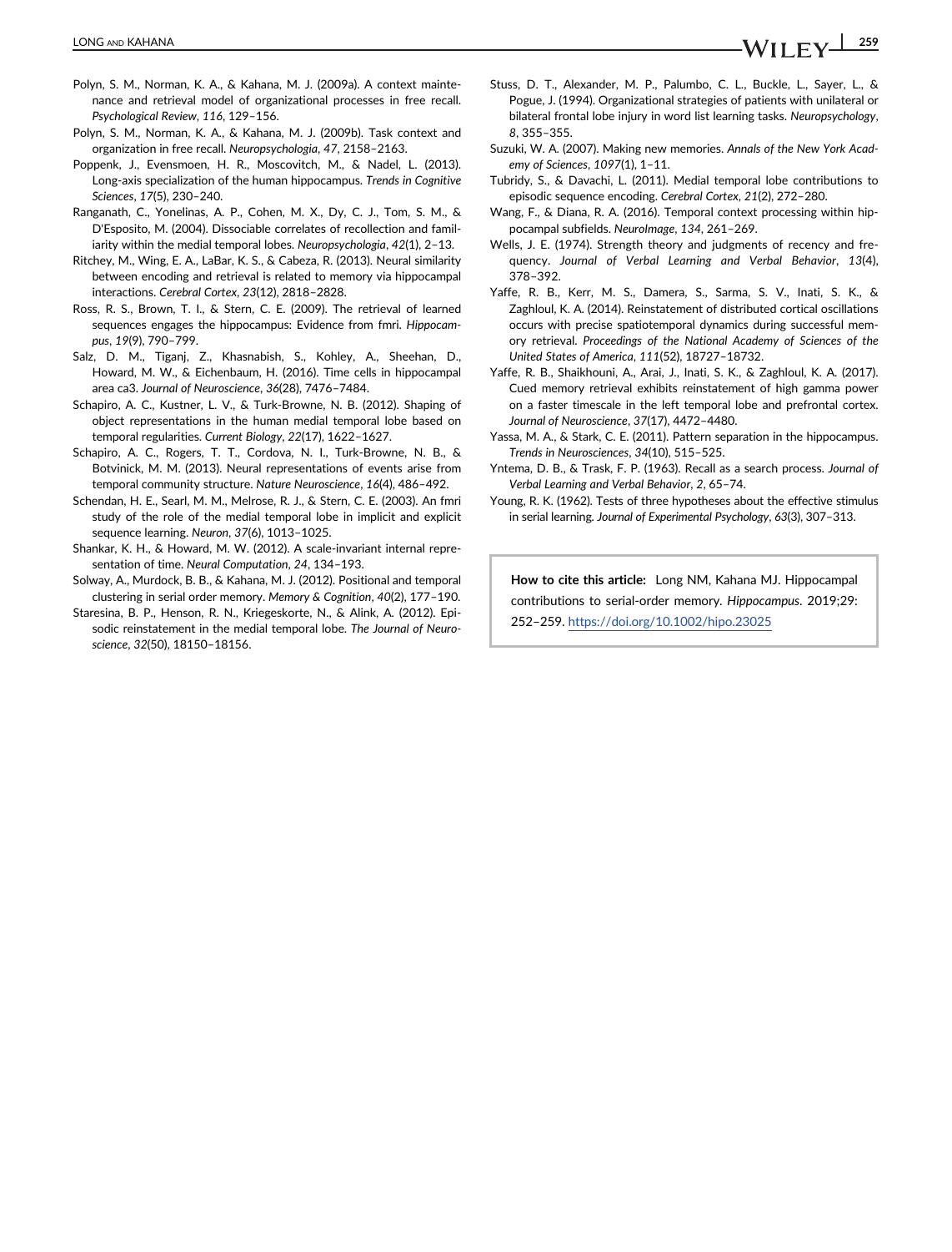Polyn, S. M., Norman, K. A., & Kahana, M. J. (2009a). A context maintenance and retrieval model of organizational processes in free recall. *Psychological Review*, *116*, 129–156.

Polyn, S. M., Norman, K. A., & Kahana, M. J. (2009b). Task context and organization in free recall. *Neuropsychologia*, *47*, 2158–2163.

Poppenk, J., Evensmoen, H. R., Moscovitch, M., & Nadel, L. (2013). Long-axis specialization of the human hippocampus. *Trends in Cognitive Sciences*, *17*(5), 230–240.

Ranganath, C., Yonelinas, A. P., Cohen, M. X., Dy, C. J., Tom, S. M., & D'Esposito, M. (2004). Dissociable correlates of recollection and familiarity within the medial temporal lobes. *Neuropsychologia*, *42*(1), 2–13.

Ritchey, M., Wing, E. A., LaBar, K. S., & Cabeza, R. (2013). Neural similarity between encoding and retrieval is related to memory via hippocampal interactions. *Cerebral Cortex*, *23*(12), 2818–2828.

Ross, R. S., Brown, T. I., & Stern, C. E. (2009). The retrieval of learned sequences engages the hippocampus: Evidence from fmri. *Hippocampus*, *19*(9), 790–799.

Salz, D. M., Tiganj, Z., Khasnabish, S., Kohley, A., Sheehan, D., Howard, M. W., & Eichenbaum, H. (2016). Time cells in hippocampal area ca3. *Journal of Neuroscience*, *36*(28), 7476–7484.

Schapiro, A. C., Kustner, L. V., & Turk-Browne, N. B. (2012). Shaping of object representations in the human medial temporal lobe based on temporal regularities. *Current Biology*, *22*(17), 1622–1627.

Schapiro, A. C., Rogers, T. T., Cordova, N. I., Turk-Browne, N. B., & Botvinick, M. M. (2013). Neural representations of events arise from temporal community structure. *Nature Neuroscience*, *16*(4), 486–492.

Schendan, H. E., Searl, M. M., Melrose, R. J., & Stern, C. E. (2003). An fmri study of the role of the medial temporal lobe in implicit and explicit sequence learning. *Neuron*, *37*(6), 1013–1025.

Shankar, K. H., & Howard, M. W. (2012). A scale-invariant internal representation of time. *Neural Computation*, *24*, 134–193.

Solway, A., Murdock, B. B., & Kahana, M. J. (2012). Positional and temporal clustering in serial order memory. *Memory & Cognition*, *40*(2), 177–190.

Staresina, B. P., Henson, R. N., Kriegeskorte, N., & Alink, A. (2012). Episodic reinstatement in the medial temporal lobe. *The Journal of Neuroscience*, *32*(50), 18150–18156.

Stuss, D. T., Alexander, M. P., Palumbo, C. L., Buckle, L., Sayer, L., & Pogue, J. (1994). Organizational strategies of patients with unilateral or bilateral frontal lobe injury in word list learning tasks. *Neuropsychology*, *8*, 355–355.

Suzuki, W. A. (2007). Making new memories. *Annals of the New York Academy of Sciences*, *1097*(1), 1–11.

Tubridy, S., & Davachi, L. (2011). Medial temporal lobe contributions to episodic sequence encoding. *Cerebral Cortex*, *21*(2), 272–280.

Wang, F., & Diana, R. A. (2016). Temporal context processing within hippocampal subfields. *NeuroImage*, *134*, 261–269.

Wells, J. E. (1974). Strength theory and judgments of recency and frequency. *Journal of Verbal Learning and Verbal Behavior*, *13*(4), 378–392.

Yaffe, R. B., Kerr, M. S., Damera, S., Sarma, S. V., Inati, S. K., & Zaghloul, K. A. (2014). Reinstatement of distributed cortical oscillations occurs with precise spatiotemporal dynamics during successful memory retrieval. *Proceedings of the National Academy of Sciences of the United States of America*, *111*(52), 18727–18732.

Yaffe, R. B., Shaikhouni, A., Arai, J., Inati, S. K., & Zaghloul, K. A. (2017). Cued memory retrieval exhibits reinstatement of high gamma power on a faster timescale in the left temporal lobe and prefrontal cortex. *Journal of Neuroscience*, *37*(17), 4472–4480.

Yassa, M. A., & Stark, C. E. (2011). Pattern separation in the hippocampus. *Trends in Neurosciences*, *34*(10), 515–525.

Yntema, D. B., & Trask, F. P. (1963). Recall as a search process. *Journal of Verbal Learning and Verbal Behavior*, *2*, 65–74.

Young, R. K. (1962). Tests of three hypotheses about the effective stimulus in serial learning. *Journal of Experimental Psychology*, *63*(3), 307–313.

**How to cite this article:** Long NM, Kahana MJ. Hippocampal contributions to serial-order memory. *Hippocampus*. 2019;29: 252–259. https://doi.org/10.1002/hipo.23025